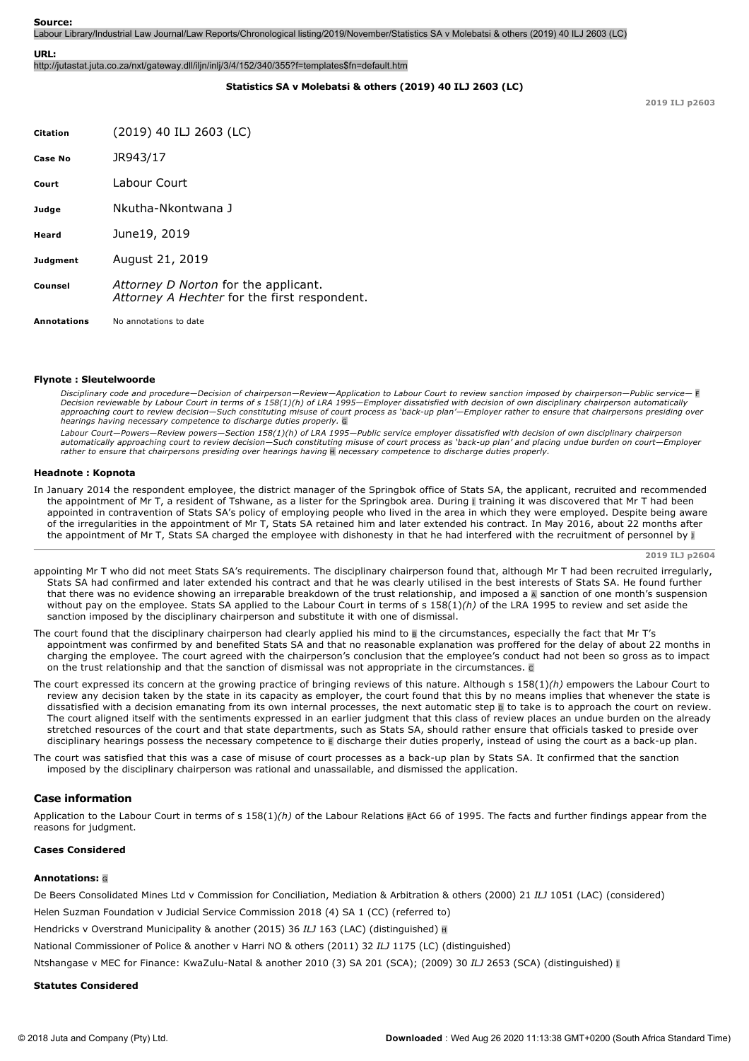**Source:**
Labour Library/Industrial Law Journal/Law Reports/Chronological listing/2019/November/Statistics SA v Molebatsi & others (2019) 40 ILJ 2603 (LC)

**URL:**
http://jutastat.juta.co.za/nxt/gateway.dll/iljn/inlj/3/4/152/340/355?f=templates$fn=default.htm

# Statistics SA v Molebatsi & others (2019) 40 ILJ 2603 (LC)

2019 ILJ p2603

| | |
|---|---|
| **Citation** | (2019) 40 ILJ 2603 (LC) |
| **Case No** | JR943/17 |
| **Court** | Labour Court |
| **Judge** | Nkutha-Nkontwana J |
| **Heard** | June19, 2019 |
| **Judgment** | August 21, 2019 |
| **Counsel** | *Attorney D Norton* for the applicant. *Attorney A Hechter* for the first respondent. |
| **Annotations** | No annotations to date |

### Flynote : Sleutelwoorde

*Disciplinary code and procedure—Decision of chairperson—Review—Application to Labour Court to review sanction imposed by chairperson—Public service— F Decision reviewable by Labour Court in terms of s 158(1)(h) of LRA 1995—Employer dissatisfied with decision of own disciplinary chairperson automatically approaching court to review decision—Such constituting misuse of court process as 'back-up plan'—Employer rather to ensure that chairpersons presiding over hearings having necessary competence to discharge duties properly. G*

*Labour Court—Powers—Review powers—Section 158(1)(h) of LRA 1995—Public service employer dissatisfied with decision of own disciplinary chairperson automatically approaching court to review decision—Such constituting misuse of court process as 'back-up plan' and placing undue burden on court—Employer rather to ensure that chairpersons presiding over hearings having H necessary competence to discharge duties properly.*

### Headnote : Kopnota

In January 2014 the respondent employee, the district manager of the Springbok office of Stats SA, the applicant, recruited and recommended the appointment of Mr T, a resident of Tshwane, as a lister for the Springbok area. During I training it was discovered that Mr T had been appointed in contravention of Stats SA's policy of employing people who lived in the area in which they were employed. Despite being aware of the irregularities in the appointment of Mr T, Stats SA retained him and later extended his contract. In May 2016, about 22 months after the appointment of Mr T, Stats SA charged the employee with dishonesty in that he had interfered with the recruitment of personnel by J

2019 ILJ p2604

appointing Mr T who did not meet Stats SA's requirements. The disciplinary chairperson found that, although Mr T had been recruited irregularly, Stats SA had confirmed and later extended his contract and that he was clearly utilised in the best interests of Stats SA. He found further that there was no evidence showing an irreparable breakdown of the trust relationship, and imposed a A sanction of one month's suspension without pay on the employee. Stats SA applied to the Labour Court in terms of s 158(1)*(h)* of the LRA 1995 to review and set aside the sanction imposed by the disciplinary chairperson and substitute it with one of dismissal.

The court found that the disciplinary chairperson had clearly applied his mind to B the circumstances, especially the fact that Mr T's appointment was confirmed by and benefited Stats SA and that no reasonable explanation was proffered for the delay of about 22 months in charging the employee. The court agreed with the chairperson's conclusion that the employee's conduct had not been so gross as to impact on the trust relationship and that the sanction of dismissal was not appropriate in the circumstances. C

The court expressed its concern at the growing practice of bringing reviews of this nature. Although s 158(1)*(h)* empowers the Labour Court to review any decision taken by the state in its capacity as employer, the court found that this by no means implies that whenever the state is dissatisfied with a decision emanating from its own internal processes, the next automatic step D to take is to approach the court on review. The court aligned itself with the sentiments expressed in an earlier judgment that this class of review places an undue burden on the already stretched resources of the court and that state departments, such as Stats SA, should rather ensure that officials tasked to preside over disciplinary hearings possess the necessary competence to E discharge their duties properly, instead of using the court as a back-up plan.

The court was satisfied that this was a case of misuse of court processes as a back-up plan by Stats SA. It confirmed that the sanction imposed by the disciplinary chairperson was rational and unassailable, and dismissed the application.

## Case information

Application to the Labour Court in terms of s 158(1)*(h)* of the Labour Relations F Act 66 of 1995. The facts and further findings appear from the reasons for judgment.

### Cases Considered

**Annotations:** G

De Beers Consolidated Mines Ltd v Commission for Conciliation, Mediation & Arbitration & others (2000) 21 *ILJ* 1051 (LAC) (considered)

Helen Suzman Foundation v Judicial Service Commission 2018 (4) SA 1 (CC) (referred to)

Hendricks v Overstrand Municipality & another (2015) 36 *ILJ* 163 (LAC) (distinguished) H

National Commissioner of Police & another v Harri NO & others (2011) 32 *ILJ* 1175 (LC) (distinguished)

Ntshangase v MEC for Finance: KwaZulu-Natal & another 2010 (3) SA 201 (SCA); (2009) 30 *ILJ* 2653 (SCA) (distinguished) I

### Statutes Considered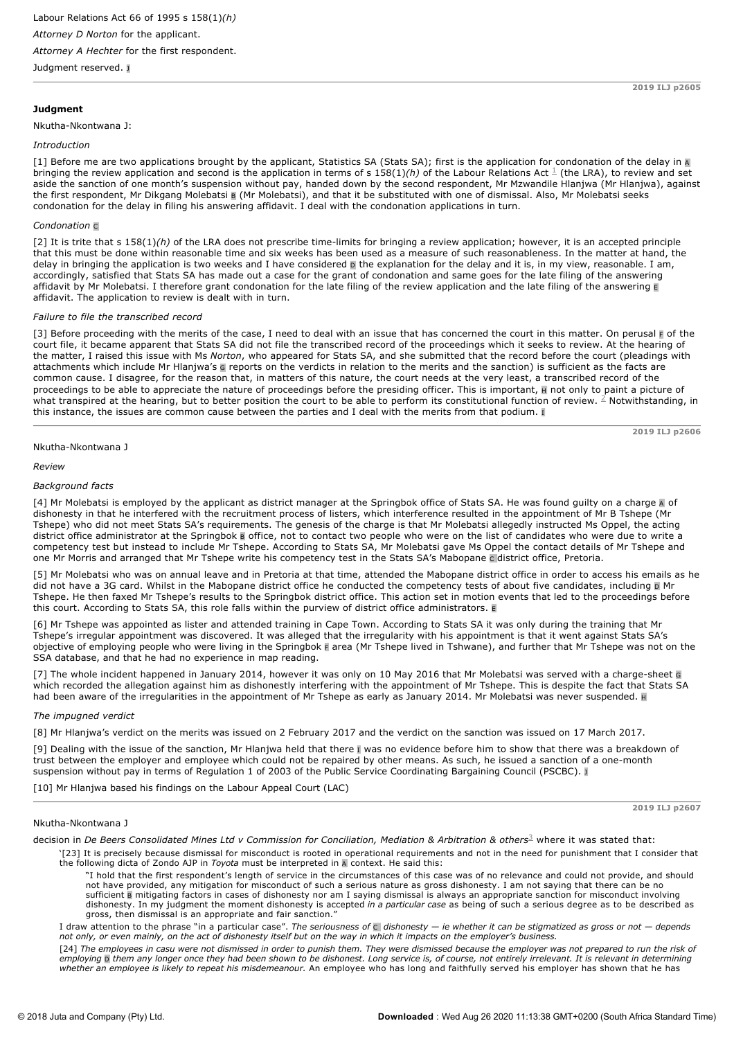Labour Relations Act 66 of 1995 s 158(1)*(h)*

*Attorney D Norton* for the applicant.

*Attorney A Hechter* for the first respondent.

Judgment reserved.

## Judgment

Nkutha-Nkontwana J:

*Introduction*

[1] Before me are two applications brought by the applicant, Statistics SA (Stats SA); first is the application for condonation of the delay in bringing the review application and second is the application in terms of s 158(1)*(h)* of the Labour Relations Act [1] (the LRA), to review and set aside the sanction of one month's suspension without pay, handed down by the second respondent, Mr Mzwandile Hlanjwa (Mr Hlanjwa), against the first respondent, Mr Dikgang Molebatsi (Mr Molebatsi), and that it be substituted with one of dismissal. Also, Mr Molebatsi seeks condonation for the delay in filing his answering affidavit. I deal with the condonation applications in turn.

*Condonation*

[2] It is trite that s 158(1)*(h)* of the LRA does not prescribe time-limits for bringing a review application; however, it is an accepted principle that this must be done within reasonable time and six weeks has been used as a measure of such reasonableness. In the matter at hand, the delay in bringing the application is two weeks and I have considered the explanation for the delay and it is, in my view, reasonable. I am, accordingly, satisfied that Stats SA has made out a case for the grant of condonation and same goes for the late filing of the answering affidavit by Mr Molebatsi. I therefore grant condonation for the late filing of the review application and the late filing of the answering affidavit. The application to review is dealt with in turn.

*Failure to file the transcribed record*

[3] Before proceeding with the merits of the case, I need to deal with an issue that has concerned the court in this matter. On perusal of the court file, it became apparent that Stats SA did not file the transcribed record of the proceedings which it seeks to review. At the hearing of the matter, I raised this issue with Ms *Norton*, who appeared for Stats SA, and she submitted that the record before the court (pleadings with attachments which include Mr Hlanjwa's reports on the verdicts in relation to the merits and the sanction) is sufficient as the facts are common cause. I disagree, for the reason that, in matters of this nature, the court needs at the very least, a transcribed record of the proceedings to be able to appreciate the nature of proceedings before the presiding officer. This is important, not only to paint a picture of what transpired at the hearing, but to better position the court to be able to perform its constitutional function of review. [2] Notwithstanding, in this instance, the issues are common cause between the parties and I deal with the merits from that podium.

*Review*

*Background facts*

[4] Mr Molebatsi is employed by the applicant as district manager at the Springbok office of Stats SA. He was found guilty on a charge of dishonesty in that he interfered with the recruitment process of listers, which interference resulted in the appointment of Mr B Tshepe (Mr Tshepe) who did not meet Stats SA's requirements. The genesis of the charge is that Mr Molebatsi allegedly instructed Ms Oppel, the acting district office administrator at the Springbok office, not to contact two people who were on the list of candidates who were due to write a competency test but instead to include Mr Tshepe. According to Stats SA, Mr Molebatsi gave Ms Oppel the contact details of Mr Tshepe and one Mr Morris and arranged that Mr Tshepe write his competency test in the Stats SA's Mabopane district office, Pretoria.

[5] Mr Molebatsi who was on annual leave and in Pretoria at that time, attended the Mabopane district office in order to access his emails as he did not have a 3G card. Whilst in the Mabopane district office he conducted the competency tests of about five candidates, including Mr Tshepe. He then faxed Mr Tshepe's results to the Springbok district office. This action set in motion events that led to the proceedings before this court. According to Stats SA, this role falls within the purview of district office administrators.

[6] Mr Tshepe was appointed as lister and attended training in Cape Town. According to Stats SA it was only during the training that Mr Tshepe's irregular appointment was discovered. It was alleged that the irregularity with his appointment is that it went against Stats SA's objective of employing people who were living in the Springbok area (Mr Tshepe lived in Tshwane), and further that Mr Tshepe was not on the SSA database, and that he had no experience in map reading.

[7] The whole incident happened in January 2014, however it was only on 10 May 2016 that Mr Molebatsi was served with a charge-sheet which recorded the allegation against him as dishonestly interfering with the appointment of Mr Tshepe. This is despite the fact that Stats SA had been aware of the irregularities in the appointment of Mr Tshepe as early as January 2014. Mr Molebatsi was never suspended.

*The impugned verdict*

[8] Mr Hlanjwa's verdict on the merits was issued on 2 February 2017 and the verdict on the sanction was issued on 17 March 2017.

[9] Dealing with the issue of the sanction, Mr Hlanjwa held that there was no evidence before him to show that there was a breakdown of trust between the employer and employee which could not be repaired by other means. As such, he issued a sanction of a one-month suspension without pay in terms of Regulation 1 of 2003 of the Public Service Coordinating Bargaining Council (PSCBC).

[10] Mr Hlanjwa based his findings on the Labour Appeal Court (LAC) decision in *De Beers Consolidated Mines Ltd v Commission for Conciliation, Mediation & Arbitration & others*[3] where it was stated that:

> '[23] It is precisely because dismissal for misconduct is rooted in operational requirements and not in the need for punishment that I consider that the following dicta of Zondo AJP in *Toyota* must be interpreted in context. He said this:
>
> > "I hold that the first respondent's length of service in the circumstances of this case was of no relevance and could not provide, and should not have provided, any mitigation for misconduct of such a serious nature as gross dishonesty. I am not saying that there can be no sufficient mitigating factors in cases of dishonesty nor am I saying dismissal is always an appropriate sanction for misconduct involving dishonesty. In my judgment the moment dishonesty is accepted *in a particular case* as being of such a serious degree as to be described as gross, then dismissal is an appropriate and fair sanction."
>
> I draw attention to the phrase "in a particular case". *The seriousness of dishonesty — ie whether it can be stigmatized as gross or not — depends not only, or even mainly, on the act of dishonesty itself but on the way in which it impacts on the employer's business.*
>
> [24] *The employees in casu were not dismissed in order to punish them. They were dismissed because the employer was not prepared to run the risk of employing them any longer once they had been shown to be dishonest. Long service is, of course, not entirely irrelevant. It is relevant in determining whether an employee is likely to repeat his misdemeanour.* An employee who has long and faithfully served his employer has shown that he has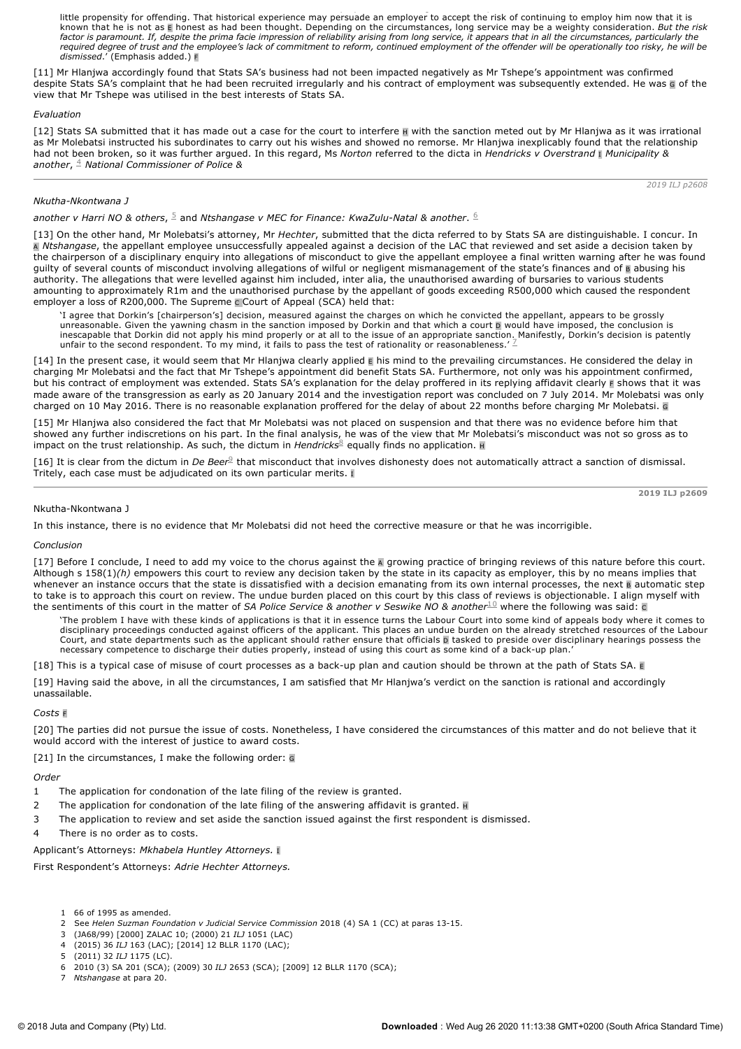little propensity for offending. That historical experience may persuade an employer to accept the risk of continuing to employ him now that it is known that he is not as honest as had been thought. Depending on the circumstances, long service may be a weighty consideration. *But the risk factor is paramount. If, despite the prima facie impression of reliability arising from long service, it appears that in all the circumstances, particularly the required degree of trust and the employee's lack of commitment to reform, continued employment of the offender will be operationally too risky, he will be dismissed.*' (Emphasis added.)

[11] Mr Hlanjwa accordingly found that Stats SA's business had not been impacted negatively as Mr Tshepe's appointment was confirmed despite Stats SA's complaint that he had been recruited irregularly and his contract of employment was subsequently extended. He was of the view that Mr Tshepe was utilised in the best interests of Stats SA.

*Evaluation*

[12] Stats SA submitted that it has made out a case for the court to interfere with the sanction meted out by Mr Hlanjwa as it was irrational as Mr Molebatsi instructed his subordinates to carry out his wishes and showed no remorse. Mr Hlanjwa inexplicably found that the relationship had not been broken, so it was further argued. In this regard, Ms *Norton* referred to the dicta in *Hendricks v Overstrand Municipality & another*, [4] *National Commissioner of Police & another v Harri NO & others*, [5] and *Ntshangase v MEC for Finance: KwaZulu-Natal & another*. [6]

[13] On the other hand, Mr Molebatsi's attorney, Mr *Hechter*, submitted that the dicta referred to by Stats SA are distinguishable. I concur. In *Ntshangase*, the appellant employee unsuccessfully appealed against a decision of the LAC that reviewed and set aside a decision taken by the chairperson of a disciplinary enquiry into allegations of misconduct to give the appellant employee a final written warning after he was found guilty of several counts of misconduct involving allegations of wilful or negligent mismanagement of the state's finances and of abusing his authority. The allegations that were levelled against him included, inter alia, the unauthorised awarding of bursaries to various students amounting to approximately R1m and the unauthorised purchase by the appellant of goods exceeding R500,000 which caused the respondent employer a loss of R200,000. The Supreme Court of Appeal (SCA) held that:

> 'I agree that Dorkin's [chairperson's] decision, measured against the charges on which he convicted the appellant, appears to be grossly unreasonable. Given the yawning chasm in the sanction imposed by Dorkin and that which a court would have imposed, the conclusion is inescapable that Dorkin did not apply his mind properly or at all to the issue of an appropriate sanction. Manifestly, Dorkin's decision is patently unfair to the second respondent. To my mind, it fails to pass the test of rationality or reasonableness.' [7]

[14] In the present case, it would seem that Mr Hlanjwa clearly applied his mind to the prevailing circumstances. He considered the delay in charging Mr Molebatsi and the fact that Mr Tshepe's appointment did benefit Stats SA. Furthermore, not only was his appointment confirmed, but his contract of employment was extended. Stats SA's explanation for the delay proffered in its replying affidavit clearly shows that it was made aware of the transgression as early as 20 January 2014 and the investigation report was concluded on 7 July 2014. Mr Molebatsi was only charged on 10 May 2016. There is no reasonable explanation proffered for the delay of about 22 months before charging Mr Molebatsi.

[15] Mr Hlanjwa also considered the fact that Mr Molebatsi was not placed on suspension and that there was no evidence before him that showed any further indiscretions on his part. In the final analysis, he was of the view that Mr Molebatsi's misconduct was not so gross as to impact on the trust relationship. As such, the dictum in *Hendricks*[8] equally finds no application.

[16] It is clear from the dictum in *De Beer*[9] that misconduct that involves dishonesty does not automatically attract a sanction of dismissal. Tritely, each case must be adjudicated on its own particular merits. In this instance, there is no evidence that Mr Molebatsi did not heed the corrective measure or that he was incorrigible.

*Conclusion*

[17] Before I conclude, I need to add my voice to the chorus against the growing practice of bringing reviews of this nature before this court. Although s 158(1)*(h)* empowers this court to review any decision taken by the state in its capacity as employer, this by no means implies that whenever an instance occurs that the state is dissatisfied with a decision emanating from its own internal processes, the next automatic step to take is to approach this court on review. The undue burden placed on this court by this class of reviews is objectionable. I align myself with the sentiments of this court in the matter of *SA Police Service & another v Seswike NO & another*[10] where the following was said:

> 'The problem I have with these kinds of applications is that it in essence turns the Labour Court into some kind of appeals body where it comes to disciplinary proceedings conducted against officers of the applicant. This places an undue burden on the already stretched resources of the Labour Court, and state departments such as the applicant should rather ensure that officials tasked to preside over disciplinary hearings possess the necessary competence to discharge their duties properly, instead of using this court as some kind of a back-up plan.'

[18] This is a typical case of misuse of court processes as a back-up plan and caution should be thrown at the path of Stats SA.

[19] Having said the above, in all the circumstances, I am satisfied that Mr Hlanjwa's verdict on the sanction is rational and accordingly unassailable.

*Costs*

[20] The parties did not pursue the issue of costs. Nonetheless, I have considered the circumstances of this matter and do not believe that it would accord with the interest of justice to award costs.

[21] In the circumstances, I make the following order:

*Order*

1. The application for condonation of the late filing of the review is granted.
2. The application for condonation of the late filing of the answering affidavit is granted.
3. The application to review and set aside the sanction issued against the first respondent is dismissed.
4. There is no order as to costs.

Applicant's Attorneys: *Mkhabela Huntley Attorneys.*

First Respondent's Attorneys: *Adrie Hechter Attorneys.*

---

1 66 of 1995 as amended.

2 See *Helen Suzman Foundation v Judicial Service Commission* 2018 (4) SA 1 (CC) at paras 13-15.

3 (JA68/99) [2000] ZALAC 10; (2000) 21 *ILJ* 1051 (LAC)

4 (2015) 36 *ILJ* 163 (LAC); [2014] 12 BLLR 1170 (LAC);

5 (2011) 32 *ILJ* 1175 (LC).

6 2010 (3) SA 201 (SCA); (2009) 30 *ILJ* 2653 (SCA); [2009] 12 BLLR 1170 (SCA);

7 *Ntshangase* at para 20.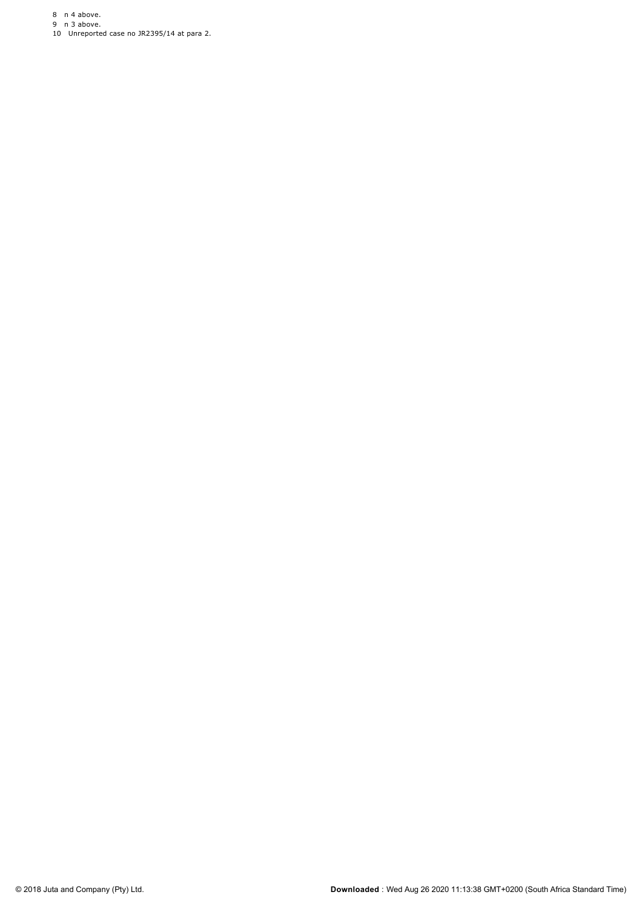8 n 4 above.

9 n 3 above.

10 Unreported case no JR2395/14 at para 2.